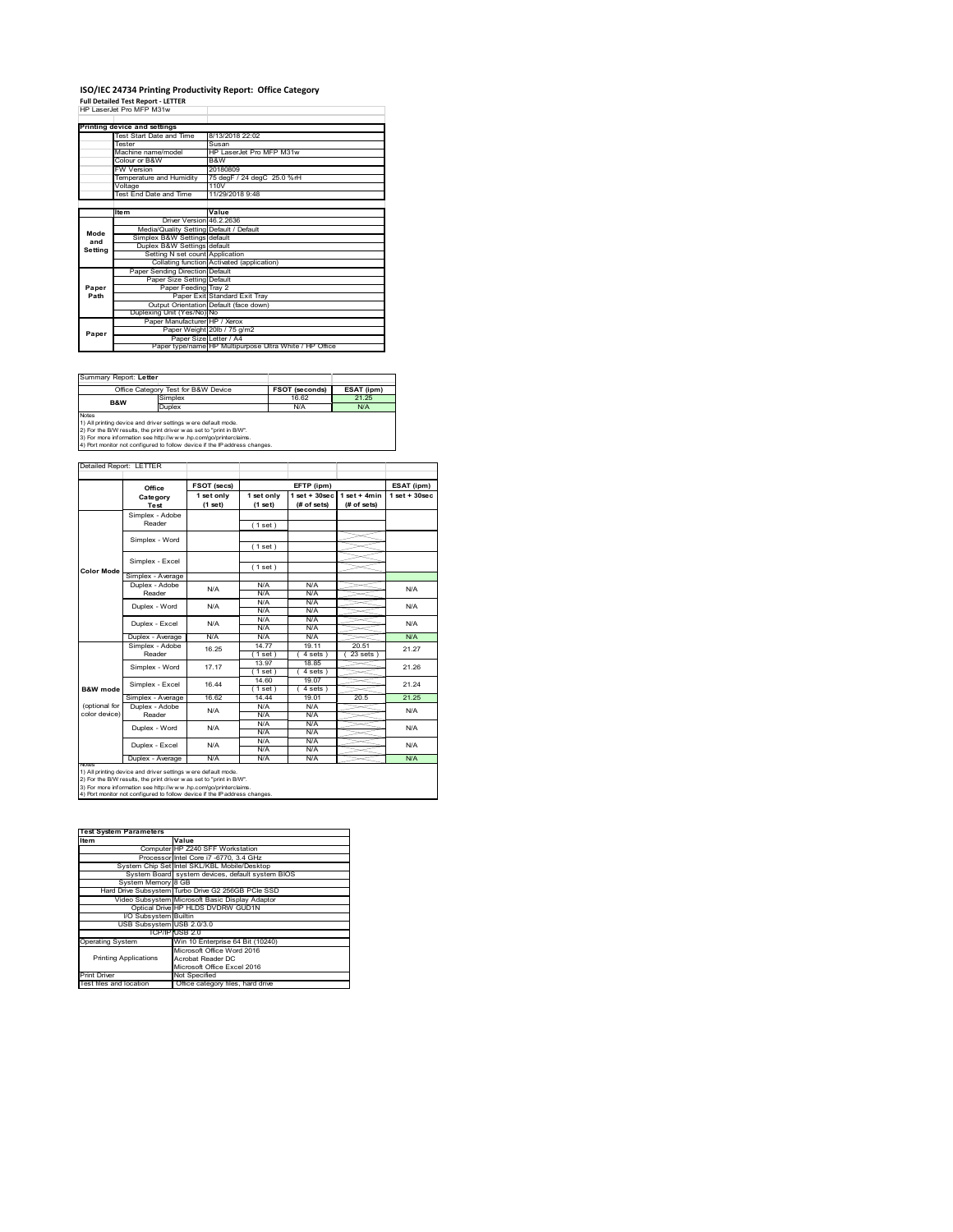# ISO/IEC 24734 Printing Productivity Report: Office Category

**Full Detailed Test Report - LETTER**

HP LaserJet Pro MFP M31w

| Printing device and settings | |
|---|---|
| Test Start Date and Time | 8/13/2018 22:02 |
| Tester | Susan |
| Machine name/model | HP LaserJet Pro MFP M31w |
| Colour or B&W | B&W |
| FW Version | 20180809 |
| Temperature and Humidity | 75 degF / 24 degC 25.0 %rH |
| Voltage | 110V |
| Test End Date and Time | 11/29/2018 9:48 |

| | Item | Value |
|---|---|---|
| Mode and Setting | Driver Version | 46.2.2636 |
| | Media/Quality Setting | Default / Default |
| | Simplex B&W Settings | default |
| | Duplex B&W Settings | default |
| | Setting N set count | Application |
| | Collating function | Activated (application) |
| Paper Path | Paper Sending Direction | Default |
| | Paper Size Setting | Default |
| | Paper Feeding | Tray 2 |
| | Paper Exit | Standard Exit Tray |
| | Output Orientation | Default (face down) |
| | Duplexing Unit (Yes/No) | No |
| Paper | Paper Manufacturer | HP / Xerox |
| | Paper Weight | 20lb / 75 g/m2 |
| | Paper Size | Letter / A4 |
| | Paper type/name | HP Multipurpose Ultra White / HP Office |

Summary Report: **Letter**

| Office Category Test for B&W Device | | FSOT (seconds) | ESAT (ipm) |
|---|---|---|---|
| B&W | Simplex | 16.62 | 21.25 |
| | Duplex | N/A | N/A |

Notes
1) All printing device and driver settings were default mode.
2) For the B/W results, the print driver was set to "print in B/W".
3) For more information see http://www.hp.com/go/printerclaims.
4) Port monitor not configured to follow device if the IP address changes.

Detailed Report: LETTER

| | Office Category Test | FSOT (secs) 1 set only (1 set) | EFTP (ipm) 1 set only (1 set) | EFTP (ipm) 1 set + 30sec (# of sets) | EFTP (ipm) 1 set + 4min (# of sets) | ESAT (ipm) 1 set + 30sec |
|---|---|---|---|---|---|---|
| Color Mode | Simplex - Adobe Reader | | (1 set) | | | |
| | Simplex - Word | | (1 set) | | | |
| | Simplex - Excel | | (1 set) | | | |
| | Simplex - Average | | | | | |
| | Duplex - Adobe Reader | N/A | N/A N/A | N/A N/A | | N/A |
| | Duplex - Word | N/A | N/A N/A | N/A N/A | | N/A |
| | Duplex - Excel | N/A | N/A N/A | N/A N/A | | N/A |
| | Duplex - Average | N/A | N/A | N/A | | N/A |
| B&W mode (optional for color device) | Simplex - Adobe Reader | 16.25 | 14.77 (1 set) | 19.11 (4 sets) | 20.51 (23 sets) | 21.27 |
| | Simplex - Word | 17.17 | 13.97 (1 set) | 18.85 (4 sets) | | 21.26 |
| | Simplex - Excel | 16.44 | 14.60 (1 set) | 19.07 (4 sets) | | 21.24 |
| | Simplex - Average | 16.62 | 14.44 | 19.01 | 20.5 | 21.25 |
| | Duplex - Adobe Reader | N/A | N/A N/A | N/A N/A | | N/A |
| | Duplex - Word | N/A | N/A N/A | N/A N/A | | N/A |
| | Duplex - Excel | N/A | N/A N/A | N/A N/A | | N/A |
| | Duplex - Average | N/A | N/A | N/A | | N/A |

Notes
1) All printing device and driver settings were default mode.
2) For the B/W results, the print driver was set to "print in B/W".
3) For more information see http://www.hp.com/go/printerclaims.
4) Port monitor not configured to follow device if the IP address changes.

| Test System Parameters | |
|---|---|
| **Item** | **Value** |
| Computer | HP Z240 SFF Workstation |
| Processor | Intel Core i7 -6770, 3.4 GHz |
| System Chip Set | Intel SKL/KBL Mobile/Desktop |
| System Board | system devices, default system BIOS |
| System Memory | 8 GB |
| Hard Drive Subsystem | Turbo Drive G2 256GB PCIe SSD |
| Video Subsystem | Microsoft Basic Display Adaptor |
| Optical Drive | HP HLDS DVDRW GUD1N |
| I/O Subsystem | Builtin |
| USB Subsystem | USB 2.0/3.0 |
| TCP/IP | USB 2.0 |
| Operating System | Win 10 Enterprise 64 Bit (10240) |
| Printing Applications | Microsoft Office Word 2016<br>Acrobat Reader DC<br>Microsoft Office Excel 2016 |
| Print Driver | Not Specified |
| Test files and location | Office category files, hard drive |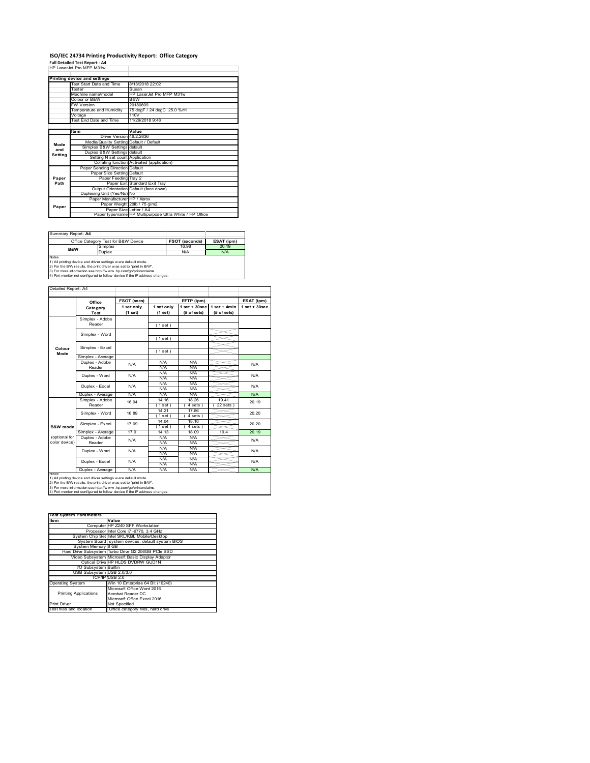# ISO/IEC 24734 Printing Productivity Report: Office Category

**Full Detailed Test Report - A4**

HP LaserJet Pro MFP M31w

| Printing device and settings | |
|---|---|
| Test Start Date and Time | 8/13/2018 22:02 |
| Tester | Susan |
| Machine name/model | HP LaserJet Pro MFP M31w |
| Colour or B&W | B&W |
| FW Version | 20180809 |
| Temperature and Humidity | 75 degF / 24 degC 25.0 %rH |
| Voltage | 110V |
| Test End Date and Time | 11/29/2018 9:48 |

| | Item | Value |
|---|---|---|
| Mode and Setting | Driver Version | 46.2.2636 |
| | Media/Quality Setting | Default / Default |
| | Simplex B&W Settings | default |
| | Duplex B&W Settings | default |
| | Setting N set count | Application |
| | Collating function | Activated (application) |
| Paper Path | Paper Sending Direction | Default |
| | Paper Size Setting | Default |
| | Paper Feeding | Tray 2 |
| | Paper Exit | Standard Exit Tray |
| | Output Orientation | Default (face down) |
| | Duplexing Unit (Yes/No) | No |
| Paper | Paper Manufacturer | HP / Xerox |
| | Paper Weight | 20lb / 75 g/m2 |
| | Paper Size | Letter / A4 |
| | Paper type/name | HP Multipurpose Ultra White / HP Office |

Summary Report: **A4**

| Office Category Test for B&W Device | | FSOT (seconds) | ESAT (ipm) |
|---|---|---|---|
| B&W | Simplex | 16.98 | 20.19 |
| | Duplex | N/A | N/A |

Notes
1) All printing device and driver settings were default mode.
2) For the B/W results, the print driver was set to "print in B/W".
3) For more information see http://www.hp.com/go/printerclaims.
4) Port monitor not configured to follow device if the IP address changes.

Detailed Report: A4

| | Office Category Test | FSOT (secs) 1 set only (1 set) | EFTP (ipm) 1 set only (1 set) | EFTP (ipm) 1 set + 30sec (# of sets) | EFTP (ipm) 1 set + 4min (# of sets) | ESAT (ipm) 1 set + 30sec |
|---|---|---|---|---|---|---|
| Colour Mode | Simplex - Adobe Reader | | (1 set) | | | |
| | Simplex - Word | | (1 set) | | | |
| | Simplex - Excel | | (1 set) | | | |
| | Simplex - Average | | | | | |
| | Duplex - Adobe Reader | N/A | N/A N/A | N/A N/A | | N/A |
| | Duplex - Word | N/A | N/A N/A | N/A N/A | | N/A |
| | Duplex - Excel | N/A | N/A N/A | N/A N/A | | N/A |
| | Duplex - Average | N/A | N/A | N/A | | N/A |
| B&W mode (optional for color device) | Simplex - Adobe Reader | 16.94 | 14.16 (1 set) | 18.26 (4 sets) | 19.41 (22 sets) | 20.19 |
| | Simplex - Word | 16.89 | 14.21 (1 set) | 17.86 (4 sets) | | 20.20 |
| | Simplex - Excel | 17.09 | 14.04 (1 set) | 18.16 (4 sets) | | 20.20 |
| | Simplex - Average | 17.0 | 14.13 | 18.09 | 19.4 | 20.19 |
| | Duplex - Adobe Reader | N/A | N/A N/A | N/A N/A | | N/A |
| | Duplex - Word | N/A | N/A N/A | N/A N/A | | N/A |
| | Duplex - Excel | N/A | N/A N/A | N/A N/A | | N/A |
| | Duplex - Average | N/A | N/A | N/A | | N/A |

Notes
1) All printing device and driver settings were default mode.
2) For the B/W results, the print driver was set to "print in B/W".
3) For more information see http://www.hp.com/go/printerclaims.
4) Port monitor not configured to follow device if the IP address changes.

| Test System Parameters | |
|---|---|
| **Item** | **Value** |
| Computer | HP Z240 SFF Workstation |
| Processor | Intel Core i7 -6770, 3.4 GHz |
| System Chip Set | Intel SKL/KBL Mobile/Desktop |
| System Board | system devices, default system BIOS |
| System Memory | 8 GB |
| Hard Drive Subsystem | Turbo Drive G2 256GB PCIe SSD |
| Video Subsystem | Microsoft Basic Display Adaptor |
| Optical Drive | HP HLDS DVDRW GUD1N |
| I/O Subsystem | Builtin |
| USB Subsystem | USB 2.0/3.0 |
| TCP/IP | USB 2.0 |
| Operating System | Win 10 Enterprise 64 Bit (10240) |
| Printing Applications | Microsoft Office Word 2016<br>Acrobat Reader DC<br>Microsoft Office Excel 2016 |
| Print Driver | Not Specified |
| Test files and location | Office category files, hard drive |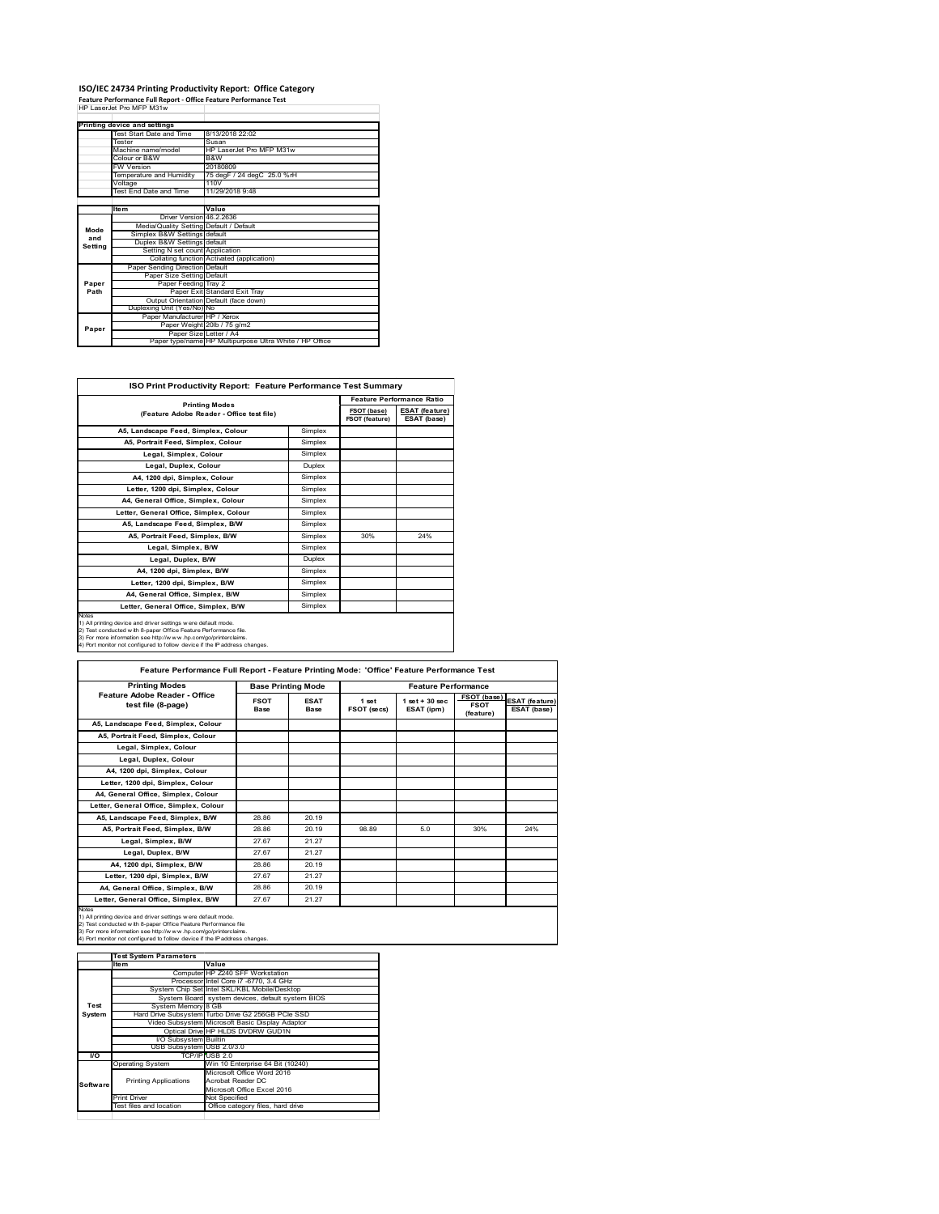# ISO/IEC 24734 Printing Productivity Report: Office Category

**Feature Performance Full Report - Office Feature Performance Test**

HP LaserJet Pro MFP M31w

| Printing device and settings | |
|---|---|
| Test Start Date and Time | 8/13/2018 22:02 |
| Tester | Susan |
| Machine name/model | HP LaserJet Pro MFP M31w |
| Colour or B&W | B&W |
| FW Version | 20180809 |
| Temperature and Humidity | 75 degF / 24 degC 25.0 %rH |
| Voltage | 110V |
| Test End Date and Time | 11/29/2018 9:48 |

| | Item | Value |
|---|---|---|
| Mode and Setting | Driver Version | 46.2.2636 |
| | Media/Quality Setting | Default / Default |
| | Simplex B&W Settings | default |
| | Duplex B&W Settings | default |
| | Setting N set count | Application |
| | Collating function | Activated (application) |
| Paper Path | Paper Sending Direction | Default |
| | Paper Size Setting | Default |
| | Paper Feeding | Tray 2 |
| | Paper Exit | Standard Exit Tray |
| | Output Orientation | Default (face down) |
| | Duplexing Unit (Yes/No) | No |
| Paper | Paper Manufacturer | HP / Xerox |
| | Paper Weight | 20lb / 75 g/m2 |
| | Paper Size | Letter / A4 |
| | Paper type/name | HP Multipurpose Ultra White / HP Office |

## ISO Print Productivity Report: Feature Performance Test Summary

| Printing Modes (Feature Adobe Reader - Office test file) | | Feature Performance Ratio | |
|---|---|---|---|
| | | FSOT (base) / FSOT (feature) | ESAT (feature) / ESAT (base) |
| A5, Landscape Feed, Simplex, Colour | Simplex | | |
| A5, Portrait Feed, Simplex, Colour | Simplex | | |
| Legal, Simplex, Colour | Simplex | | |
| Legal, Duplex, Colour | Duplex | | |
| A4, 1200 dpi, Simplex, Colour | Simplex | | |
| Letter, 1200 dpi, Simplex, Colour | Simplex | | |
| A4, General Office, Simplex, Colour | Simplex | | |
| Letter, General Office, Simplex, Colour | Simplex | | |
| A5, Landscape Feed, Simplex, B/W | Simplex | | |
| A5, Portrait Feed, Simplex, B/W | Simplex | 30% | 24% |
| Legal, Simplex, B/W | Simplex | | |
| Legal, Duplex, B/W | Duplex | | |
| A4, 1200 dpi, Simplex, B/W | Simplex | | |
| Letter, 1200 dpi, Simplex, B/W | Simplex | | |
| A4, General Office, Simplex, B/W | Simplex | | |
| Letter, General Office, Simplex, B/W | Simplex | | |

Notes
1) All printing device and driver settings were default mode.
2) Test conducted with 8-paper Office Feature Performance file.
3) For more information see http://www.hp.com/go/printerclaims.
4) Port monitor not configured to follow device if the IP address changes.

## Feature Performance Full Report - Feature Printing Mode: 'Office' Feature Performance Test

| Printing Modes Feature Adobe Reader - Office test file (8-page) | Base Printing Mode | | Feature Performance | | | |
|---|---|---|---|---|---|---|
| | FSOT Base | ESAT Base | 1 set FSOT (secs) | 1 set + 30 sec ESAT (ipm) | FSOT (base) / FSOT (feature) | ESAT (feature) / ESAT (base) |
| A5, Landscape Feed, Simplex, Colour | | | | | | |
| A5, Portrait Feed, Simplex, Colour | | | | | | |
| Legal, Simplex, Colour | | | | | | |
| Legal, Duplex, Colour | | | | | | |
| A4, 1200 dpi, Simplex, Colour | | | | | | |
| Letter, 1200 dpi, Simplex, Colour | | | | | | |
| A4, General Office, Simplex, Colour | | | | | | |
| Letter, General Office, Simplex, Colour | | | | | | |
| A5, Landscape Feed, Simplex, B/W | 28.86 | 20.19 | | | | |
| A5, Portrait Feed, Simplex, B/W | 28.86 | 20.19 | 98.89 | 5.0 | 30% | 24% |
| Legal, Simplex, B/W | 27.67 | 21.27 | | | | |
| Legal, Duplex, B/W | 27.67 | 21.27 | | | | |
| A4, 1200 dpi, Simplex, B/W | 28.86 | 20.19 | | | | |
| Letter, 1200 dpi, Simplex, B/W | 27.67 | 21.27 | | | | |
| A4, General Office, Simplex, B/W | 28.86 | 20.19 | | | | |
| Letter, General Office, Simplex, B/W | 27.67 | 21.27 | | | | |

Notes
1) All printing device and driver settings were default mode.
2) Test conducted with 8-paper Office Feature Performance file
3) For more information see http://www.hp.com/go/printerclaims.
4) Port monitor not configured to follow device if the IP address changes.

| Test System Parameters | Item | Value |
|---|---|---|
| Test System | Computer | HP Z240 SFF Workstation |
| | Processor | Intel Core i7 -6770, 3.4 GHz |
| | System Chip Set | Intel SKL/KBL Mobile/Desktop |
| | System Board | system devices, default system BIOS |
| | System Memory | 8 GB |
| | Hard Drive Subsystem | Turbo Drive G2 256GB PCIe SSD |
| | Video Subsystem | Microsoft Basic Display Adaptor |
| | Optical Drive | HP HLDS DVDRW GUD1N |
| | I/O Subsystem | Builtin |
| | USB Subsystem | USB 2.0/3.0 |
| I/O | TCP/IP | USB 2.0 |
| Software | Operating System | Win 10 Enterprise 64 Bit (10240) |
| | Printing Applications | Microsoft Office Word 2016<br>Acrobat Reader DC<br>Microsoft Office Excel 2016 |
| | Print Driver | Not Specified |
| | Test files and location | Office category files, hard drive |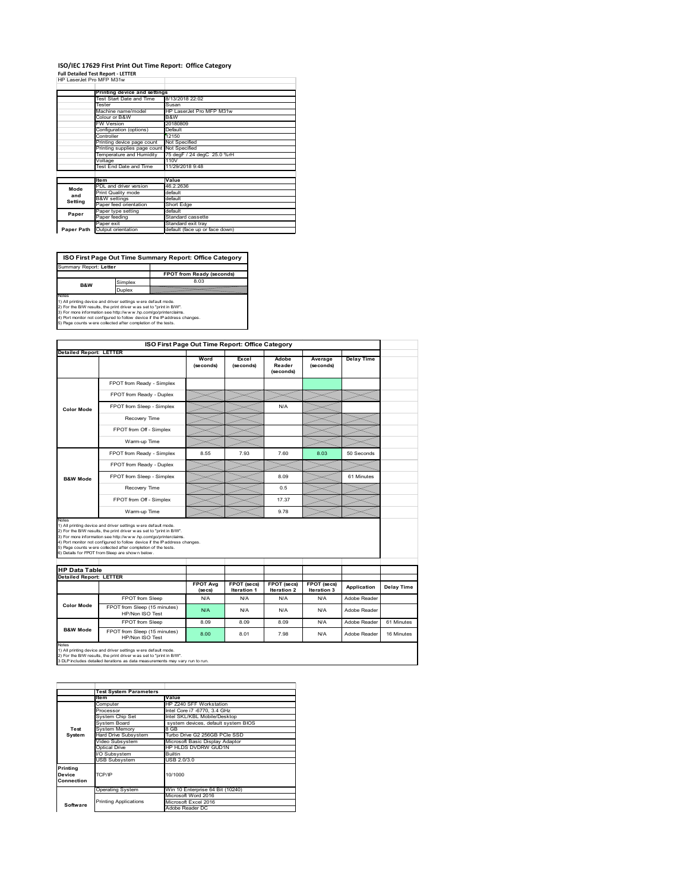# ISO/IEC 17629 First Print Out Time Report: Office Category

**Full Detailed Test Report - LETTER**

HP LaserJet Pro MFP M31w

| | Printing device and settings | |
|---|---|---|
| | Test Start Date and Time | 8/13/2018 22:02 |
| | Tester | Susan |
| | Machine name/model | HP LaserJet Pro MFP M31w |
| | Colour or B&W | B&W |
| | FW Version | 20180809 |
| | Configuration (options) | Default |
| | Controller | 12150 |
| | Printing device page count | Not Specified |
| | Printing supplies page count | Not Specified |
| | Temperature and Humidity | 75 degF / 24 degC 25.0 %rH |
| | Voltage | 110V |
| | Test End Date and Time | 11/29/2018 9:48 |

| | Item | Value |
|---|---|---|
| Mode and Setting | PDL and driver version | 46.2.2636 |
| | Print Quality mode | default |
| | B&W settings | default |
| | Paper feed orientation | Short Edge |
| Paper | Paper type setting | default |
| | Paper feeding | Standard cassette |
| | Paper exit | Standard exit tray |
| Paper Path | Output orientation | default (face up or face down) |

| ISO First Page Out Time Summary Report: Office Category | | |
|---|---|---|
| Summary Report: **Letter** | | |
| | | FPOT from Ready (seconds) |
| B&W | Simplex | 8.03 |
| | Duplex | |

Notes
1) All printing device and driver settings were default mode.
2) For the B/W results, the print driver was set to "print in B/W".
3) For more information see http://www.hp.com/go/printerclaims.
4) Port monitor not configured to follow device if the IP address changes.
5) Page counts were collected after completion of the tests.

**ISO First Page Out Time Report: Office Category**

**Detailed Report: LETTER**

| | | Word (seconds) | Excel (seconds) | Adobe Reader (seconds) | Average (seconds) | Delay Time |
|---|---|---|---|---|---|---|
| Color Mode | FPOT from Ready - Simplex | | | | | |
| | FPOT from Ready - Duplex | | | | | |
| | FPOT from Sleep - Simplex | | | N/A | | |
| | Recovery Time | | | | | |
| | FPOT from Off - Simplex | | | | | |
| | Warm-up Time | | | | | |
| B&W Mode | FPOT from Ready - Simplex | 8.55 | 7.93 | 7.60 | 8.03 | 50 Seconds |
| | FPOT from Ready - Duplex | | | | | |
| | FPOT from Sleep - Simplex | | | 8.09 | | 61 Minutes |
| | Recovery Time | | | 0.5 | | |
| | FPOT from Off - Simplex | | | 17.37 | | |
| | Warm-up Time | | | 9.78 | | |

Notes
1) All printing device and driver settings were default mode.
2) For the B/W results, the print driver was set to "print in B/W".
3) For more information see http://www.hp.com/go/printerclaims.
4) Port monitor not configured to follow device if the IP address changes.
5) Page counts were collected after completion of the tests.
6) Details for FPOT from Sleep are shown below.

**HP Data Table**

**Detailed Report: LETTER**

| | | FPOT Avg (secs) | FPOT (secs) Iteration 1 | FPOT (secs) Iteration 2 | FPOT (secs) Iteration 3 | Application | Delay Time |
|---|---|---|---|---|---|---|---|
| Color Mode | FPOT from Sleep | N/A | N/A | N/A | N/A | Adobe Reader | |
| | FPOT from Sleep (15 minutes) HP/Non ISO Test | N/A | N/A | N/A | N/A | Adobe Reader | |
| B&W Mode | FPOT from Sleep | 8.09 | 8.09 | 8.09 | N/A | Adobe Reader | 61 Minutes |
| | FPOT from Sleep (15 minutes) HP/Non ISO Test | 8.00 | 8.01 | 7.98 | N/A | Adobe Reader | 16 Minutes |

Notes
1) All printing device and driver settings were default mode.
2) For the B/W results, the print driver was set to "print in B/W".
3 DLP includes detailed iterations as data measurements may vary run to run.

| | Test System Parameters | |
|---|---|---|
| | Item | Value |
| Test System | Computer | HP Z240 SFF Workstation |
| | Processor | Intel Core i7 -6770, 3.4 GHz |
| | System Chip Set | Intel SKL/KBL Mobile/Desktop |
| | System Board | system devices, default system BIOS |
| | System Memory | 8 GB |
| | Hard Drive Subsystem | Turbo Drive G2 256GB PCIe SSD |
| | Video Subsystem | Microsoft Basic Display Adaptor |
| | Optical Drive | HP HLDS DVDRW GUD1N |
| | I/O Subsystem | Builtin |
| | USB Subsystem | USB 2.0/3.0 |
| Printing Device Connection | TCP/IP | 10/1000 |
| Software | Operating System | Win 10 Enterprise 64 Bit (10240) |
| | Printing Applications | Microsoft Word 2016 |
| | | Microsoft Excel 2016 |
| | | Adobe Reader DC |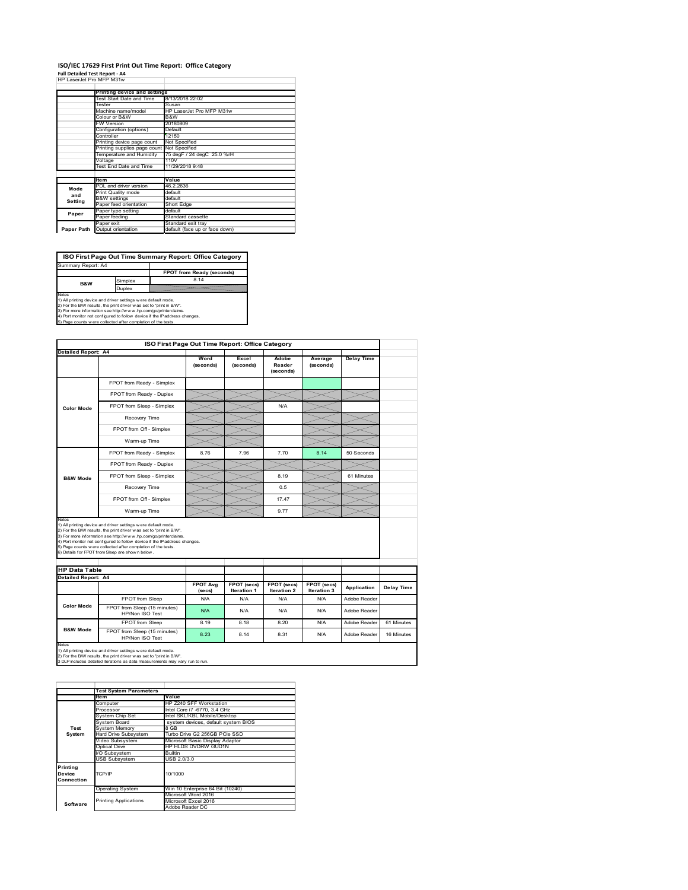# ISO/IEC 17629 First Print Out Time Report: Office Category

**Full Detailed Test Report - A4**

HP LaserJet Pro MFP M31w

| | Printing device and settings | |
|---|---|---|
| | Test Start Date and Time | 8/13/2018 22:02 |
| | Tester | Susan |
| | Machine name/model | HP LaserJet Pro MFP M31w |
| | Colour or B&W | B&W |
| | FW Version | 20180809 |
| | Configuration (options) | Default |
| | Controller | 12150 |
| | Printing device page count | Not Specified |
| | Printing supplies page count | Not Specified |
| | Temperature and Humidity | 75 degF / 24 degC 25.0 %rH |
| | Voltage | 110V |
| | Test End Date and Time | 11/29/2018 9:48 |

| | Item | Value |
|---|---|---|
| Mode and Setting | PDL and driver version | 46.2.2636 |
| | Print Quality mode | default |
| | B&W settings | default |
| | Paper feed orientation | Short Edge |
| Paper | Paper type setting | default |
| | Paper feeding | Standard cassette |
| | Paper exit | Standard exit tray |
| Paper Path | Output orientation | default (face up or face down) |

## ISO First Page Out Time Summary Report: Office Category

Summary Report: A4

| | | FPOT from Ready (seconds) |
|---|---|---|
| B&W | Simplex | 8.14 |
| | Duplex | |

Notes
1) All printing device and driver settings were default mode.
2) For the B/W results, the print driver was set to "print in B/W".
3) For more information see http://www.hp.com/go/printerclaims.
4) Port monitor not configured to follow device if the IP address changes.
5) Page counts were collected after completion of the tests.

## ISO First Page Out Time Report: Office Category

Detailed Report: A4

| | | Word (seconds) | Excel (seconds) | Adobe Reader (seconds) | Average (seconds) | Delay Time |
|---|---|---|---|---|---|---|
| Color Mode | FPOT from Ready - Simplex | | | | | |
| | FPOT from Ready - Duplex | | | | | |
| | FPOT from Sleep - Simplex | | | N/A | | |
| | Recovery Time | | | | | |
| | FPOT from Off - Simplex | | | | | |
| | Warm-up Time | | | | | |
| B&W Mode | FPOT from Ready - Simplex | 8.76 | 7.96 | 7.70 | 8.14 | 50 Seconds |
| | FPOT from Ready - Duplex | | | | | |
| | FPOT from Sleep - Simplex | | | 8.19 | | 61 Minutes |
| | Recovery Time | | | 0.5 | | |
| | FPOT from Off - Simplex | | | 17.47 | | |
| | Warm-up Time | | | 9.77 | | |

Notes
1) All printing device and driver settings were default mode.
2) For the B/W results, the print driver was set to "print in B/W".
3) For more information see http://www.hp.com/go/printerclaims.
4) Port monitor not configured to follow device if the IP address changes.
5) Page counts were collected after completion of the tests.
6) Details for FPOT from Sleep are shown below.

## HP Data Table

Detailed Report: A4

| | | FPOT Avg (secs) | FPOT (secs) Iteration 1 | FPOT (secs) Iteration 2 | FPOT (secs) Iteration 3 | Application | Delay Time |
|---|---|---|---|---|---|---|---|
| Color Mode | FPOT from Sleep | N/A | N/A | N/A | N/A | Adobe Reader | |
| | FPOT from Sleep (15 minutes) HP/Non ISO Test | N/A | N/A | N/A | N/A | Adobe Reader | |
| B&W Mode | FPOT from Sleep | 8.19 | 8.18 | 8.20 | N/A | Adobe Reader | 61 Minutes |
| | FPOT from Sleep (15 minutes) HP/Non ISO Test | 8.23 | 8.14 | 8.31 | N/A | Adobe Reader | 16 Minutes |

Notes
1) All printing device and driver settings were default mode.
2) For the B/W results, the print driver was set to "print in B/W".
3 DLP includes detailed iterations as data measurements may vary run to run.

| | Test System Parameters | |
|---|---|---|
| | Item | Value |
| Test System | Computer | HP Z240 SFF Workstation |
| | Processor | Intel Core i7 -6770, 3.4 GHz |
| | System Chip Set | Intel SKL/KBL Mobile/Desktop |
| | System Board | system devices, default system BIOS |
| | System Memory | 8 GB |
| | Hard Drive Subsystem | Turbo Drive G2 256GB PCIe SSD |
| | Video Subsystem | Microsoft Basic Display Adaptor |
| | Optical Drive | HP HLDS DVDRW GUD1N |
| | I/O Subsystem | Builtin |
| | USB Subsystem | USB 2.0/3.0 |
| Printing Device Connection | TCP/IP | 10/1000 |
| Software | Operating System | Win 10 Enterprise 64 Bit (10240) |
| | Printing Applications | Microsoft Word 2016 |
| | | Microsoft Excel 2016 |
| | | Adobe Reader DC |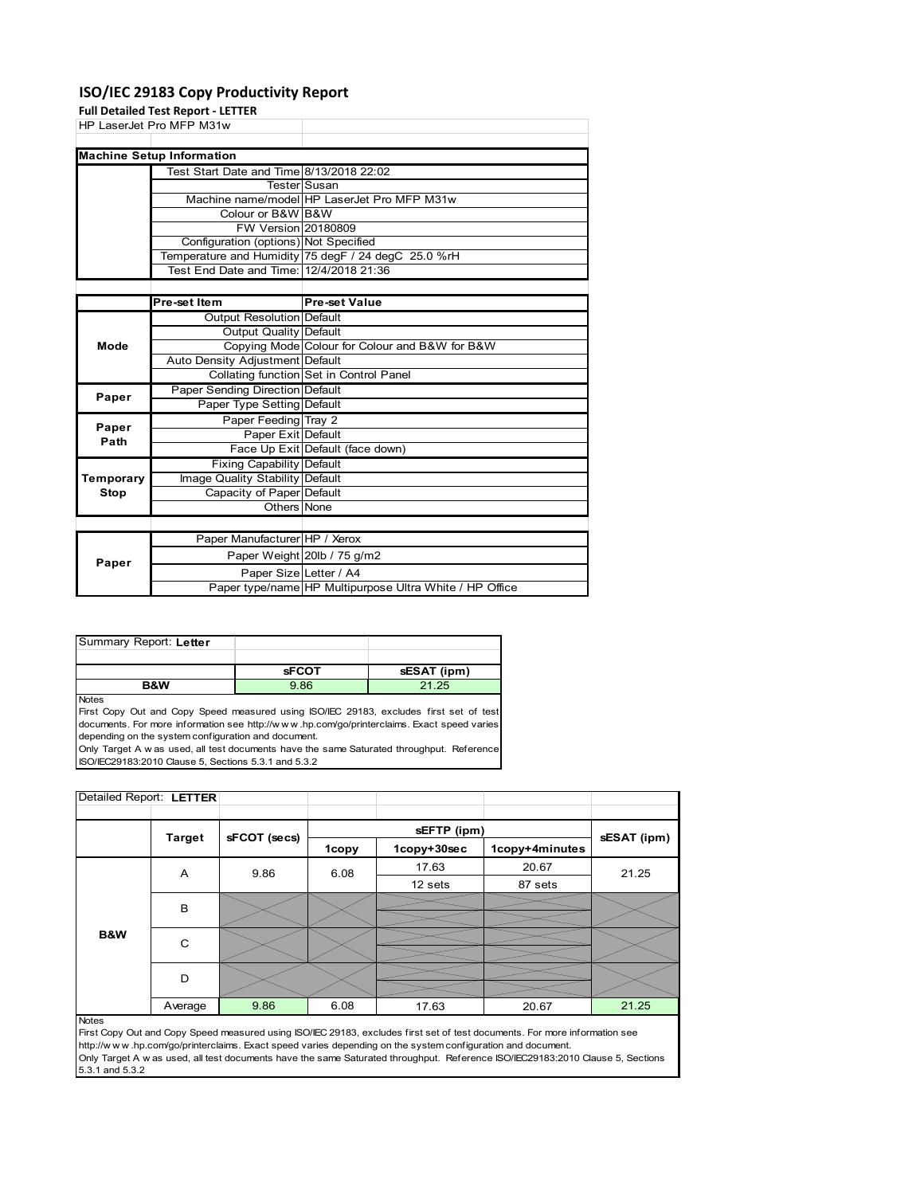# ISO/IEC 29183 Copy Productivity Report

**Full Detailed Test Report - LETTER**

HP LaserJet Pro MFP M31w

| Machine Setup Information | | |
|---|---|---|
| | Test Start Date and Time | 8/13/2018 22:02 |
| | Tester | Susan |
| | Machine name/model | HP LaserJet Pro MFP M31w |
| | Colour or B&W | B&W |
| | FW Version | 20180809 |
| | Configuration (options) | Not Specified |
| | Temperature and Humidity | 75 degF / 24 degC 25.0 %rH |
| | Test End Date and Time: | 12/4/2018 21:36 |

| | Pre-set Item | Pre-set Value |
|---|---|---|
| Mode | Output Resolution | Default |
| | Output Quality | Default |
| | Copying Mode | Colour for Colour and B&W for B&W |
| | Auto Density Adjustment | Default |
| | Collating function | Set in Control Panel |
| Paper | Paper Sending Direction | Default |
| | Paper Type Setting | Default |
| Paper Path | Paper Feeding | Tray 2 |
| | Paper Exit | Default |
| | Face Up Exit | Default (face down) |
| Temporary Stop | Fixing Capability | Default |
| | Image Quality Stability | Default |
| | Capacity of Paper | Default |
| | Others | None |

| | | |
|---|---|---|
| Paper | Paper Manufacturer | HP / Xerox |
| | Paper Weight | 20lb / 75 g/m2 |
| | Paper Size | Letter / A4 |
| | Paper type/name | HP Multipurpose Ultra White / HP Office |

Summary Report: **Letter**

| | sFCOT | sESAT (ipm) |
|---|---|---|
| B&W | 9.86 | 21.25 |

Notes

First Copy Out and Copy Speed measured using ISO/IEC 29183, excludes first set of test documents. For more information see http://w w w .hp.com/go/printerclaims. Exact speed varies depending on the system configuration and document.

Only Target A w as used, all test documents have the same Saturated throughput. Reference ISO/IEC29183:2010 Clause 5, Sections 5.3.1 and 5.3.2

Detailed Report: **LETTER**

| | Target | sFCOT (secs) | sEFTP (ipm) | | | sESAT (ipm) |
|---|---|---|---|---|---|---|
| | | | 1copy | 1copy+30sec | 1copy+4minutes | |
| B&W | A | 9.86 | 6.08 | 17.63 | 20.67 | 21.25 |
| | | | | 12 sets | 87 sets | |
| | B | | | | | |
| | C | | | | | |
| | D | | | | | |
| | Average | 9.86 | 6.08 | 17.63 | 20.67 | 21.25 |

Notes

First Copy Out and Copy Speed measured using ISO/IEC 29183, excludes first set of test documents. For more information see http://w w w .hp.com/go/printerclaims. Exact speed varies depending on the system configuration and document.

Only Target A w as used, all test documents have the same Saturated throughput. Reference ISO/IEC29183:2010 Clause 5, Sections 5.3.1 and 5.3.2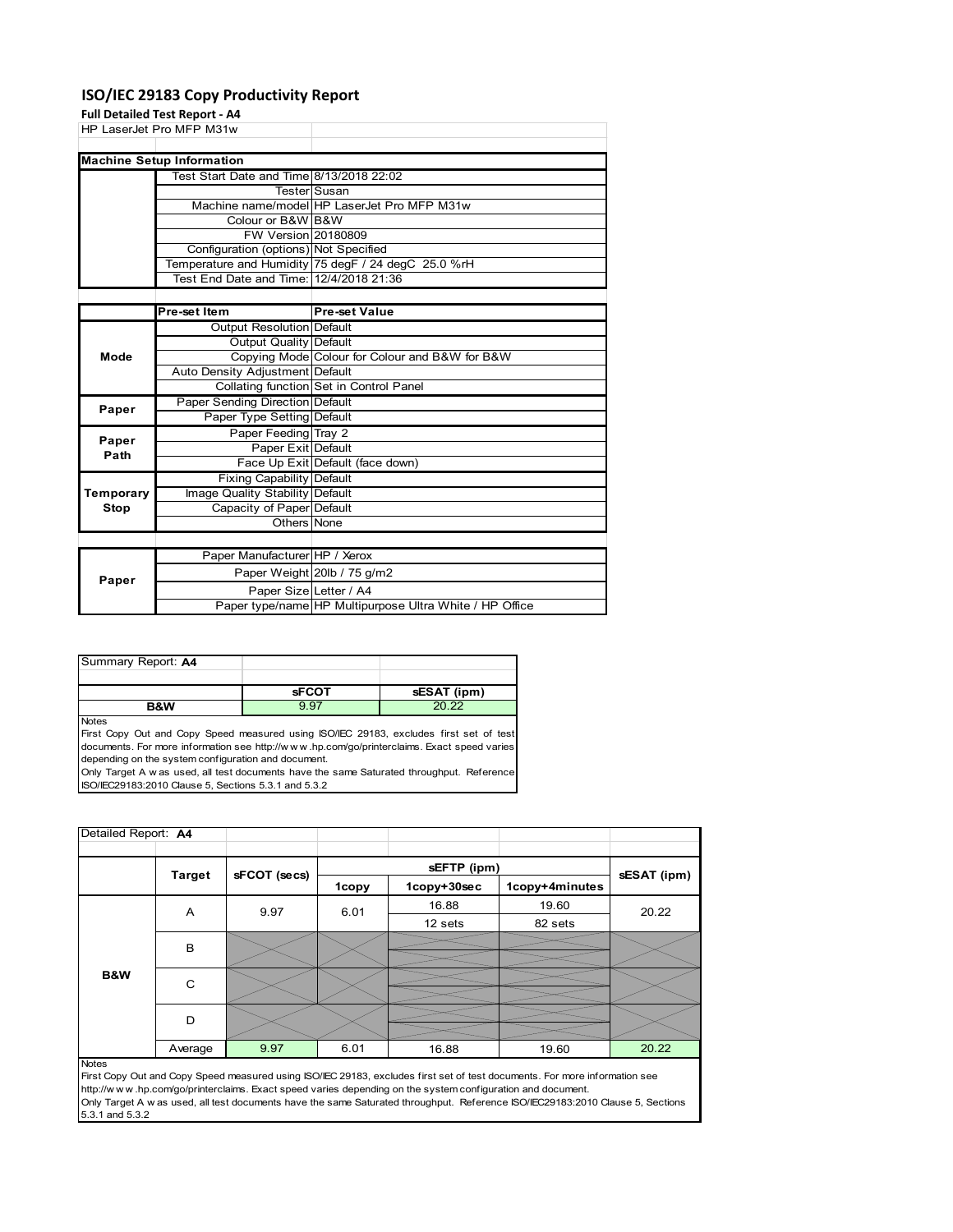# ISO/IEC 29183 Copy Productivity Report

**Full Detailed Test Report - A4**

HP LaserJet Pro MFP M31w

| Machine Setup Information | | |
|---|---|---|
| | Test Start Date and Time | 8/13/2018 22:02 |
| | Tester | Susan |
| | Machine name/model | HP LaserJet Pro MFP M31w |
| | Colour or B&W | B&W |
| | FW Version | 20180809 |
| | Configuration (options) | Not Specified |
| | Temperature and Humidity | 75 degF / 24 degC 25.0 %rH |
| | Test End Date and Time: | 12/4/2018 21:36 |

| | Pre-set Item | Pre-set Value |
|---|---|---|
| Mode | Output Resolution | Default |
| | Output Quality | Default |
| | Copying Mode | Colour for Colour and B&W for B&W |
| | Auto Density Adjustment | Default |
| | Collating function | Set in Control Panel |
| Paper | Paper Sending Direction | Default |
| | Paper Type Setting | Default |
| Paper Path | Paper Feeding | Tray 2 |
| | Paper Exit | Default |
| | Face Up Exit | Default (face down) |
| Temporary Stop | Fixing Capability | Default |
| | Image Quality Stability | Default |
| | Capacity of Paper | Default |
| | Others | None |

| | | |
|---|---|---|
| Paper | Paper Manufacturer | HP / Xerox |
| | Paper Weight | 20lb / 75 g/m2 |
| | Paper Size | Letter / A4 |
| | Paper type/name | HP Multipurpose Ultra White / HP Office |

Summary Report: **A4**

| | sFCOT | sESAT (ipm) |
|---|---|---|
| **B&W** | 9.97 | 20.22 |

Notes

First Copy Out and Copy Speed measured using ISO/IEC 29183, excludes first set of test documents. For more information see http://w w w .hp.com/go/printerclaims. Exact speed varies depending on the system configuration and document.

Only Target A w as used, all test documents have the same Saturated throughput. Reference ISO/IEC29183:2010 Clause 5, Sections 5.3.1 and 5.3.2

Detailed Report: **A4**

| | Target | sFCOT (secs) | sEFTP (ipm) | | | sESAT (ipm) |
|---|---|---|---|---|---|---|
| | | | 1copy | 1copy+30sec | 1copy+4minutes | |
| B&W | A | 9.97 | 6.01 | 16.88 | 19.60 | 20.22 |
| | | | | 12 sets | 82 sets | |
| | B | | | | | |
| | C | | | | | |
| | D | | | | | |
| | Average | 9.97 | 6.01 | 16.88 | 19.60 | 20.22 |

Notes

First Copy Out and Copy Speed measured using ISO/IEC 29183, excludes first set of test documents. For more information see http://w w w .hp.com/go/printerclaims. Exact speed varies depending on the system configuration and document.

Only Target A w as used, all test documents have the same Saturated throughput. Reference ISO/IEC29183:2010 Clause 5, Sections 5.3.1 and 5.3.2